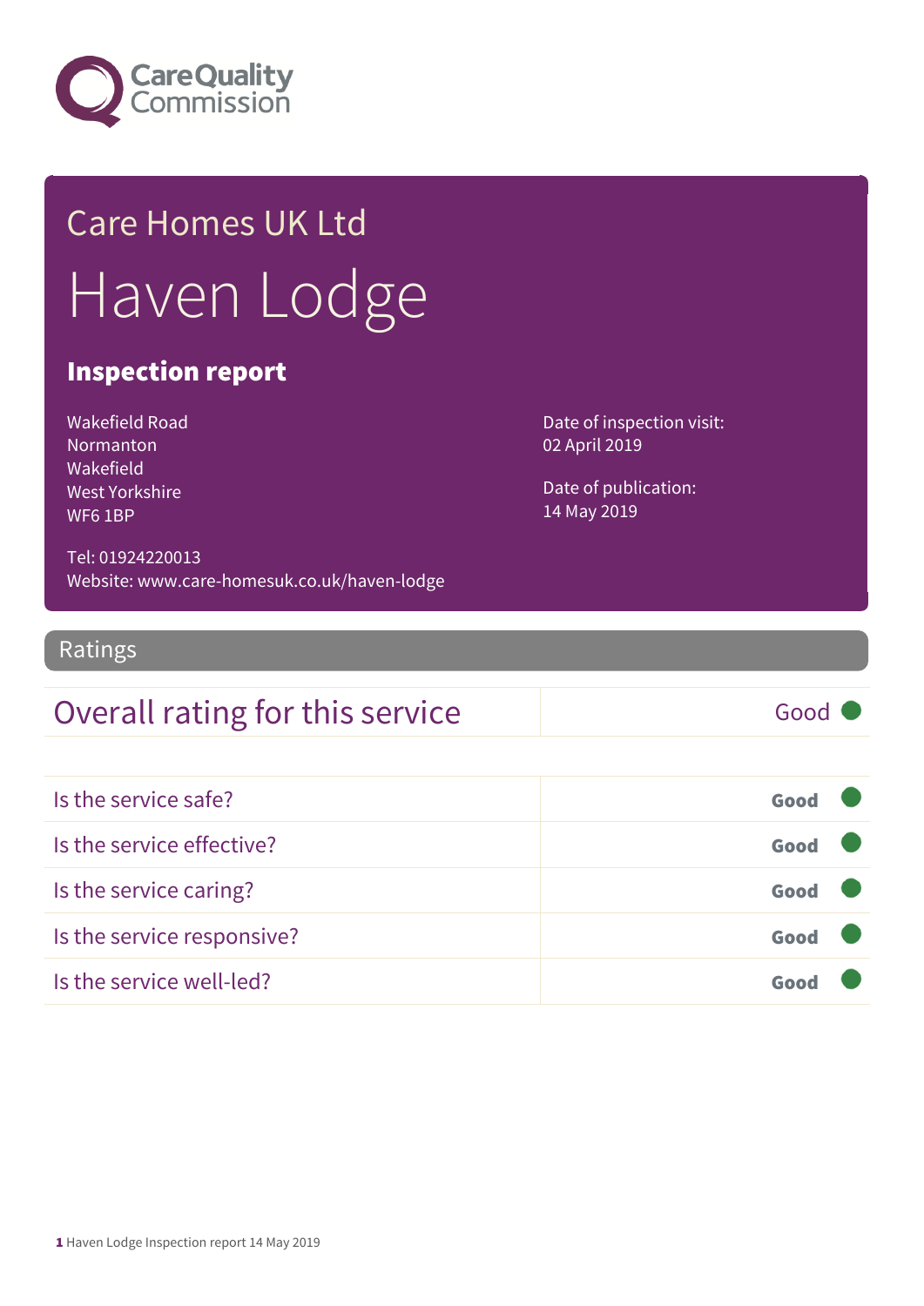Care Quality Commission

# Care Homes UK Ltd

# Haven Lodge

## Inspection report

Wakefield Road
Normanton
Wakefield
West Yorkshire
WF6 1BP

Date of inspection visit:
02 April 2019

Date of publication:
14 May 2019

Tel: 01924220013
Website: www.care-homesuk.co.uk/haven-lodge

## Ratings

| Overall rating for this service | Good |
| --- | --- |

| Is the service safe? | Good |
| --- | --- |
| Is the service effective? | Good |
| Is the service caring? | Good |
| Is the service responsive? | Good |
| Is the service well-led? | Good |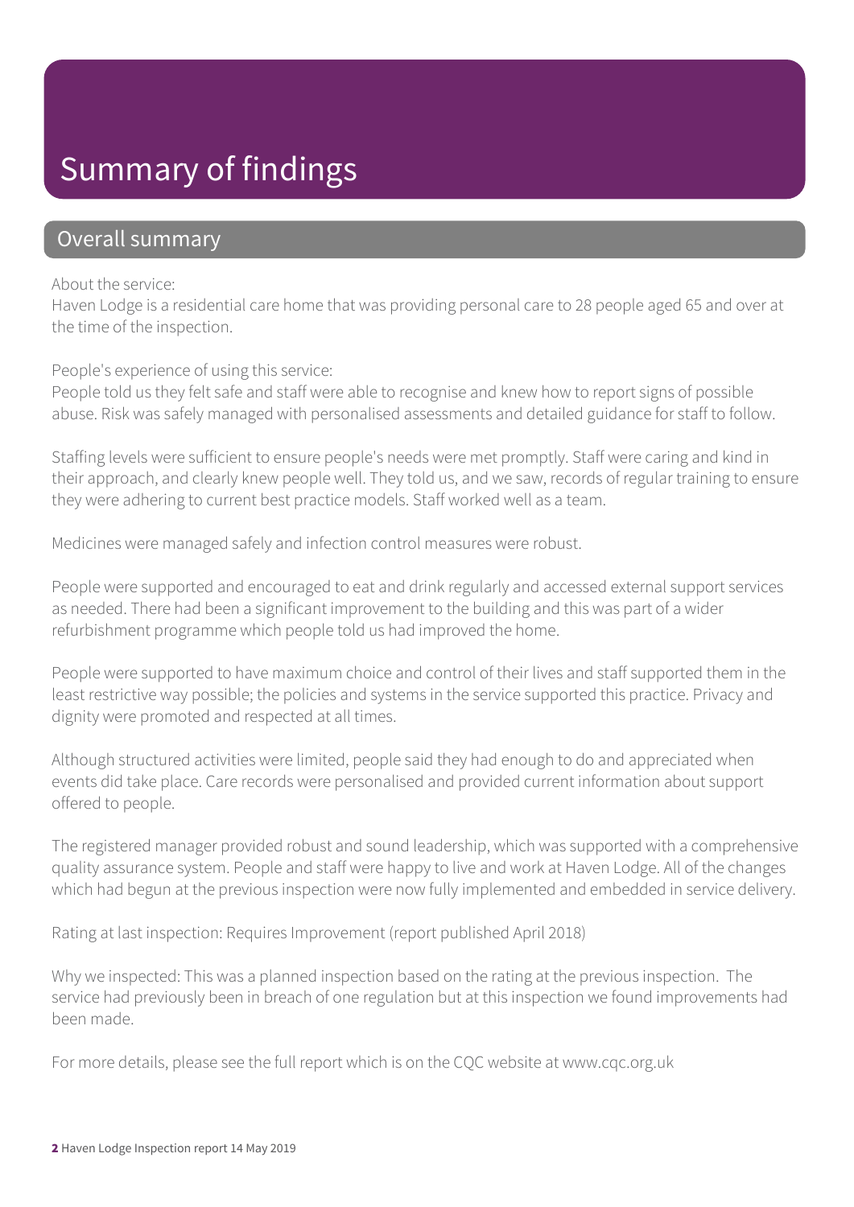# Summary of findings

## Overall summary

About the service:
Haven Lodge is a residential care home that was providing personal care to 28 people aged 65 and over at the time of the inspection.

People's experience of using this service:
People told us they felt safe and staff were able to recognise and knew how to report signs of possible abuse. Risk was safely managed with personalised assessments and detailed guidance for staff to follow.

Staffing levels were sufficient to ensure people's needs were met promptly. Staff were caring and kind in their approach, and clearly knew people well. They told us, and we saw, records of regular training to ensure they were adhering to current best practice models. Staff worked well as a team.

Medicines were managed safely and infection control measures were robust.

People were supported and encouraged to eat and drink regularly and accessed external support services as needed. There had been a significant improvement to the building and this was part of a wider refurbishment programme which people told us had improved the home.

People were supported to have maximum choice and control of their lives and staff supported them in the least restrictive way possible; the policies and systems in the service supported this practice. Privacy and dignity were promoted and respected at all times.

Although structured activities were limited, people said they had enough to do and appreciated when events did take place. Care records were personalised and provided current information about support offered to people.

The registered manager provided robust and sound leadership, which was supported with a comprehensive quality assurance system. People and staff were happy to live and work at Haven Lodge. All of the changes which had begun at the previous inspection were now fully implemented and embedded in service delivery.

Rating at last inspection: Requires Improvement (report published April 2018)

Why we inspected: This was a planned inspection based on the rating at the previous inspection. The service had previously been in breach of one regulation but at this inspection we found improvements had been made.

For more details, please see the full report which is on the CQC website at www.cqc.org.uk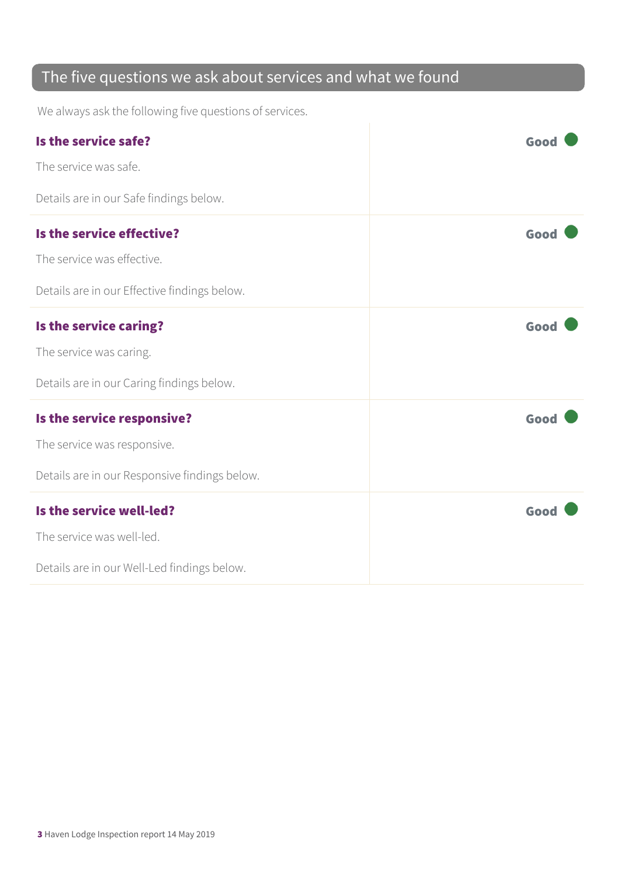## The five questions we ask about services and what we found

We always ask the following five questions of services.

| | |
|---|---|
| **Is the service safe?**<br><br>The service was safe.<br><br>Details are in our Safe findings below. | **Good** |
| **Is the service effective?**<br><br>The service was effective.<br><br>Details are in our Effective findings below. | **Good** |
| **Is the service caring?**<br><br>The service was caring.<br><br>Details are in our Caring findings below. | **Good** |
| **Is the service responsive?**<br><br>The service was responsive.<br><br>Details are in our Responsive findings below. | **Good** |
| **Is the service well-led?**<br><br>The service was well-led.<br><br>Details are in our Well-Led findings below. | **Good** |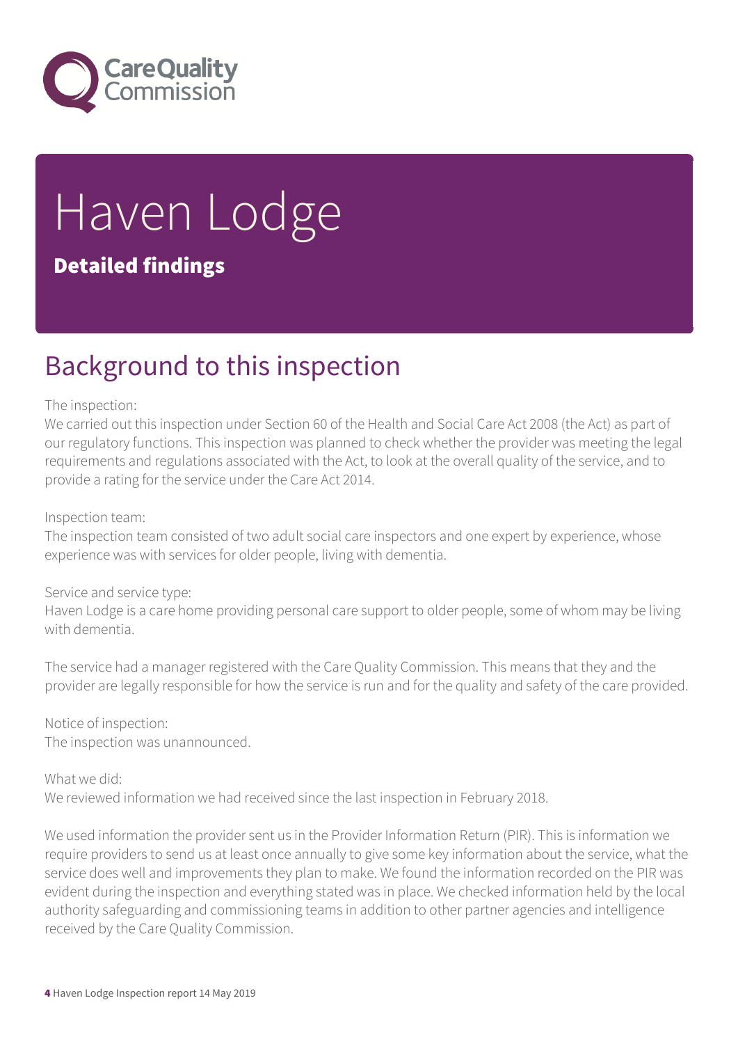# Haven Lodge

**Detailed findings**

## Background to this inspection

The inspection:
We carried out this inspection under Section 60 of the Health and Social Care Act 2008 (the Act) as part of our regulatory functions. This inspection was planned to check whether the provider was meeting the legal requirements and regulations associated with the Act, to look at the overall quality of the service, and to provide a rating for the service under the Care Act 2014.

Inspection team:
The inspection team consisted of two adult social care inspectors and one expert by experience, whose experience was with services for older people, living with dementia.

Service and service type:
Haven Lodge is a care home providing personal care support to older people, some of whom may be living with dementia.

The service had a manager registered with the Care Quality Commission. This means that they and the provider are legally responsible for how the service is run and for the quality and safety of the care provided.

Notice of inspection:
The inspection was unannounced.

What we did:
We reviewed information we had received since the last inspection in February 2018.

We used information the provider sent us in the Provider Information Return (PIR). This is information we require providers to send us at least once annually to give some key information about the service, what the service does well and improvements they plan to make. We found the information recorded on the PIR was evident during the inspection and everything stated was in place. We checked information held by the local authority safeguarding and commissioning teams in addition to other partner agencies and intelligence received by the Care Quality Commission.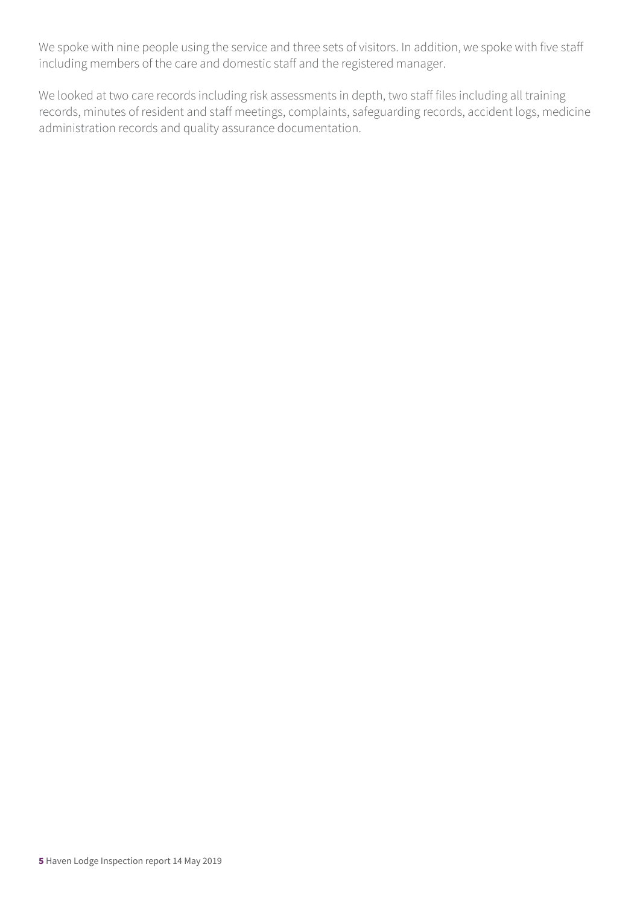We spoke with nine people using the service and three sets of visitors. In addition, we spoke with five staff including members of the care and domestic staff and the registered manager.

We looked at two care records including risk assessments in depth, two staff files including all training records, minutes of resident and staff meetings, complaints, safeguarding records, accident logs, medicine administration records and quality assurance documentation.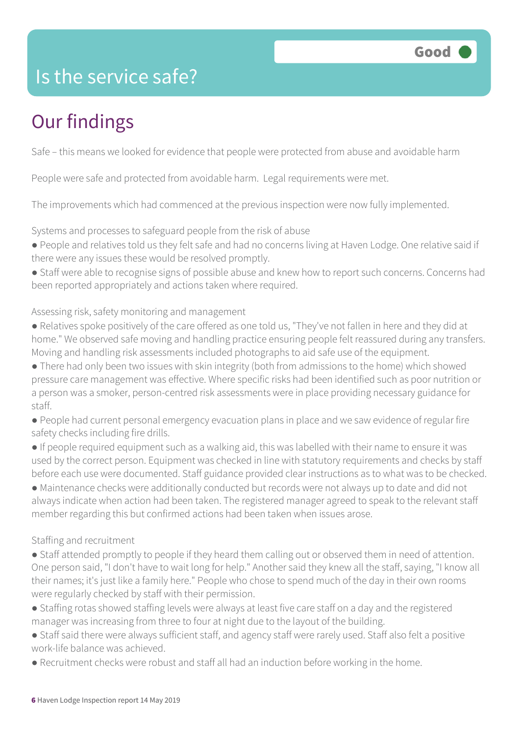# Is the service safe?

**Good**

## Our findings

Safe – this means we looked for evidence that people were protected from abuse and avoidable harm

People were safe and protected from avoidable harm. Legal requirements were met.

The improvements which had commenced at the previous inspection were now fully implemented.

Systems and processes to safeguard people from the risk of abuse

- People and relatives told us they felt safe and had no concerns living at Haven Lodge. One relative said if there were any issues these would be resolved promptly.
- Staff were able to recognise signs of possible abuse and knew how to report such concerns. Concerns had been reported appropriately and actions taken where required.

Assessing risk, safety monitoring and management

- Relatives spoke positively of the care offered as one told us, "They've not fallen in here and they did at home." We observed safe moving and handling practice ensuring people felt reassured during any transfers. Moving and handling risk assessments included photographs to aid safe use of the equipment.
- There had only been two issues with skin integrity (both from admissions to the home) which showed pressure care management was effective. Where specific risks had been identified such as poor nutrition or a person was a smoker, person-centred risk assessments were in place providing necessary guidance for staff.
- People had current personal emergency evacuation plans in place and we saw evidence of regular fire safety checks including fire drills.
- If people required equipment such as a walking aid, this was labelled with their name to ensure it was used by the correct person. Equipment was checked in line with statutory requirements and checks by staff before each use were documented. Staff guidance provided clear instructions as to what was to be checked.
- Maintenance checks were additionally conducted but records were not always up to date and did not always indicate when action had been taken. The registered manager agreed to speak to the relevant staff member regarding this but confirmed actions had been taken when issues arose.

Staffing and recruitment

- Staff attended promptly to people if they heard them calling out or observed them in need of attention. One person said, "I don't have to wait long for help." Another said they knew all the staff, saying, "I know all their names; it's just like a family here." People who chose to spend much of the day in their own rooms were regularly checked by staff with their permission.
- Staffing rotas showed staffing levels were always at least five care staff on a day and the registered manager was increasing from three to four at night due to the layout of the building.
- Staff said there were always sufficient staff, and agency staff were rarely used. Staff also felt a positive work-life balance was achieved.
- Recruitment checks were robust and staff all had an induction before working in the home.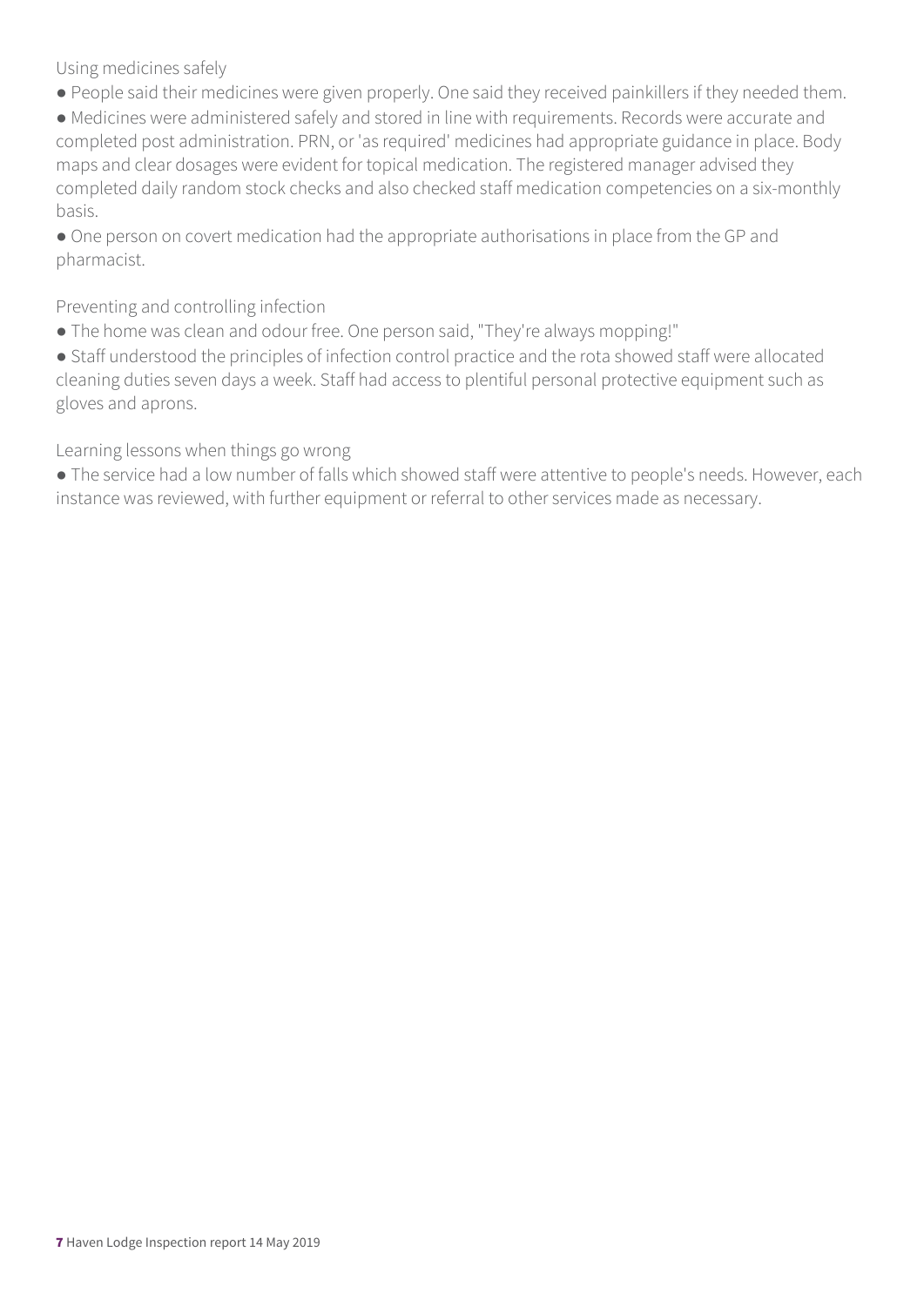### Using medicines safely

- People said their medicines were given properly. One said they received painkillers if they needed them.
- Medicines were administered safely and stored in line with requirements. Records were accurate and completed post administration. PRN, or 'as required' medicines had appropriate guidance in place. Body maps and clear dosages were evident for topical medication. The registered manager advised they completed daily random stock checks and also checked staff medication competencies on a six-monthly basis.
- One person on covert medication had the appropriate authorisations in place from the GP and pharmacist.

### Preventing and controlling infection

- The home was clean and odour free. One person said, "They're always mopping!"
- Staff understood the principles of infection control practice and the rota showed staff were allocated cleaning duties seven days a week. Staff had access to plentiful personal protective equipment such as gloves and aprons.

### Learning lessons when things go wrong

- The service had a low number of falls which showed staff were attentive to people's needs. However, each instance was reviewed, with further equipment or referral to other services made as necessary.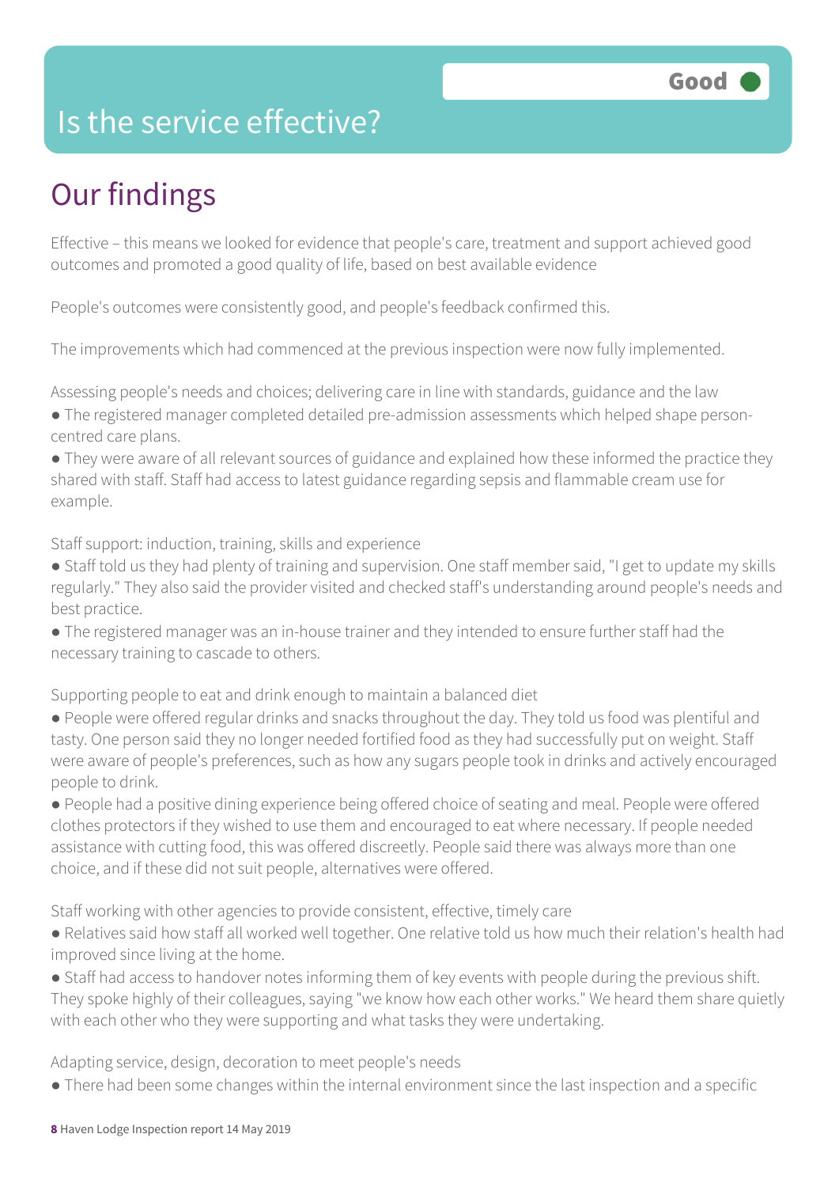# Is the service effective?

Good

## Our findings

Effective – this means we looked for evidence that people's care, treatment and support achieved good outcomes and promoted a good quality of life, based on best available evidence

People's outcomes were consistently good, and people's feedback confirmed this.

The improvements which had commenced at the previous inspection were now fully implemented.

Assessing people's needs and choices; delivering care in line with standards, guidance and the law

- The registered manager completed detailed pre-admission assessments which helped shape person-centred care plans.
- They were aware of all relevant sources of guidance and explained how these informed the practice they shared with staff. Staff had access to latest guidance regarding sepsis and flammable cream use for example.

Staff support: induction, training, skills and experience

- Staff told us they had plenty of training and supervision. One staff member said, "I get to update my skills regularly." They also said the provider visited and checked staff's understanding around people's needs and best practice.
- The registered manager was an in-house trainer and they intended to ensure further staff had the necessary training to cascade to others.

Supporting people to eat and drink enough to maintain a balanced diet

- People were offered regular drinks and snacks throughout the day. They told us food was plentiful and tasty. One person said they no longer needed fortified food as they had successfully put on weight. Staff were aware of people's preferences, such as how any sugars people took in drinks and actively encouraged people to drink.
- People had a positive dining experience being offered choice of seating and meal. People were offered clothes protectors if they wished to use them and encouraged to eat where necessary. If people needed assistance with cutting food, this was offered discreetly. People said there was always more than one choice, and if these did not suit people, alternatives were offered.

Staff working with other agencies to provide consistent, effective, timely care

- Relatives said how staff all worked well together. One relative told us how much their relation's health had improved since living at the home.
- Staff had access to handover notes informing them of key events with people during the previous shift. They spoke highly of their colleagues, saying "we know how each other works." We heard them share quietly with each other who they were supporting and what tasks they were undertaking.

Adapting service, design, decoration to meet people's needs

- There had been some changes within the internal environment since the last inspection and a specific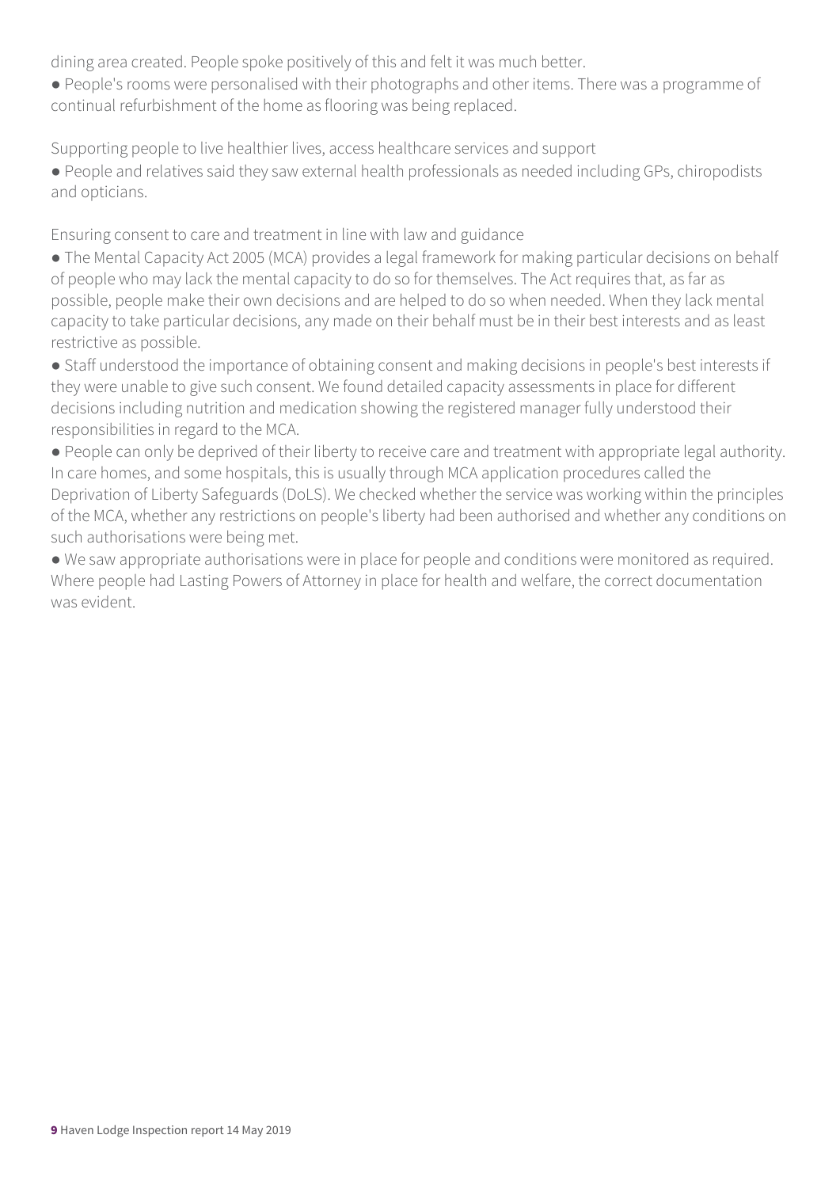dining area created. People spoke positively of this and felt it was much better.

- People's rooms were personalised with their photographs and other items. There was a programme of continual refurbishment of the home as flooring was being replaced.

Supporting people to live healthier lives, access healthcare services and support

- People and relatives said they saw external health professionals as needed including GPs, chiropodists and opticians.

Ensuring consent to care and treatment in line with law and guidance

- The Mental Capacity Act 2005 (MCA) provides a legal framework for making particular decisions on behalf of people who may lack the mental capacity to do so for themselves. The Act requires that, as far as possible, people make their own decisions and are helped to do so when needed. When they lack mental capacity to take particular decisions, any made on their behalf must be in their best interests and as least restrictive as possible.
- Staff understood the importance of obtaining consent and making decisions in people's best interests if they were unable to give such consent. We found detailed capacity assessments in place for different decisions including nutrition and medication showing the registered manager fully understood their responsibilities in regard to the MCA.
- People can only be deprived of their liberty to receive care and treatment with appropriate legal authority. In care homes, and some hospitals, this is usually through MCA application procedures called the Deprivation of Liberty Safeguards (DoLS). We checked whether the service was working within the principles of the MCA, whether any restrictions on people's liberty had been authorised and whether any conditions on such authorisations were being met.
- We saw appropriate authorisations were in place for people and conditions were monitored as required. Where people had Lasting Powers of Attorney in place for health and welfare, the correct documentation was evident.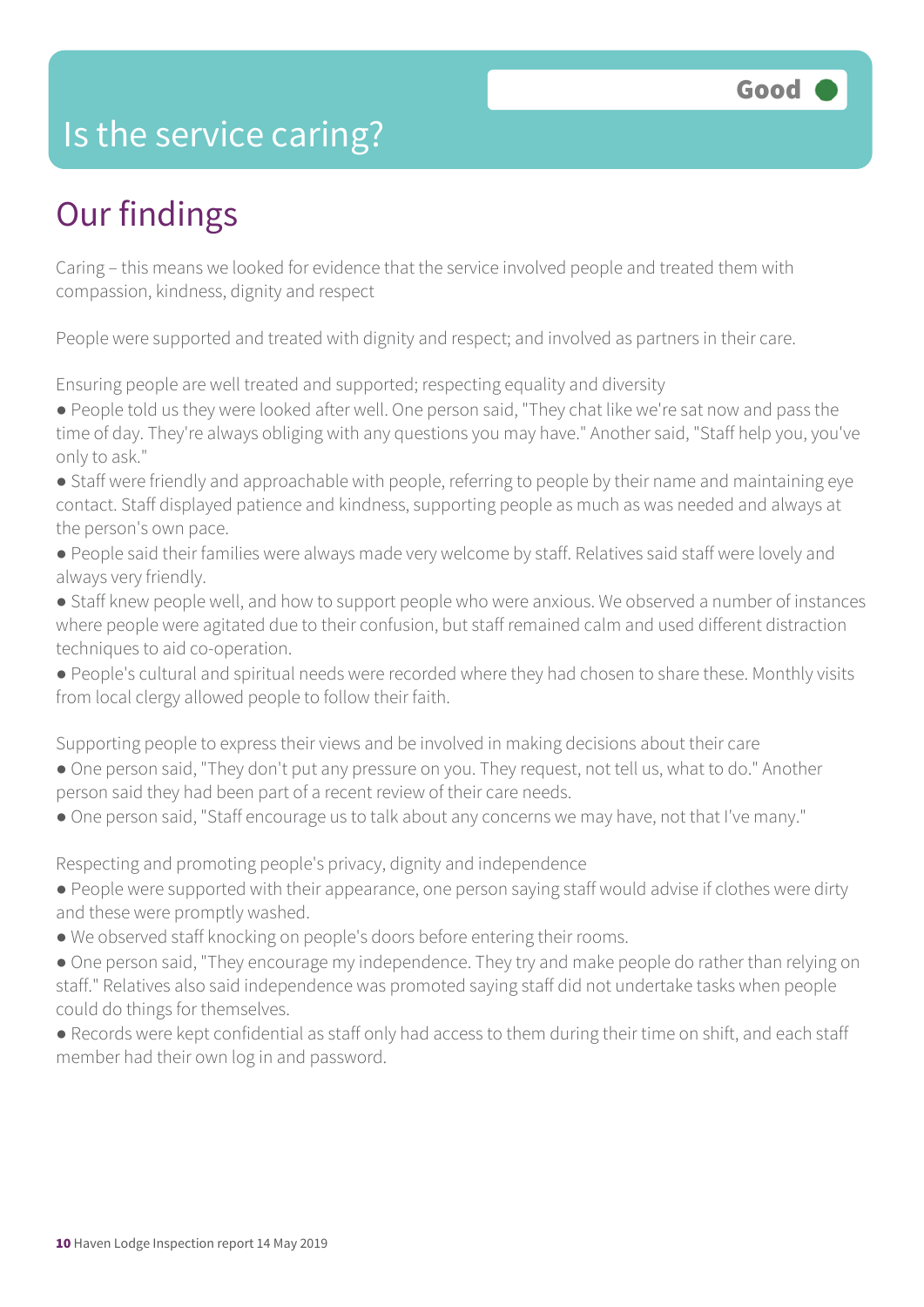# Is the service caring?

Good

## Our findings

Caring – this means we looked for evidence that the service involved people and treated them with compassion, kindness, dignity and respect

People were supported and treated with dignity and respect; and involved as partners in their care.

Ensuring people are well treated and supported; respecting equality and diversity

- People told us they were looked after well. One person said, "They chat like we're sat now and pass the time of day. They're always obliging with any questions you may have." Another said, "Staff help you, you've only to ask."
- Staff were friendly and approachable with people, referring to people by their name and maintaining eye contact. Staff displayed patience and kindness, supporting people as much as was needed and always at the person's own pace.
- People said their families were always made very welcome by staff. Relatives said staff were lovely and always very friendly.
- Staff knew people well, and how to support people who were anxious. We observed a number of instances where people were agitated due to their confusion, but staff remained calm and used different distraction techniques to aid co-operation.
- People's cultural and spiritual needs were recorded where they had chosen to share these. Monthly visits from local clergy allowed people to follow their faith.

Supporting people to express their views and be involved in making decisions about their care

- One person said, "They don't put any pressure on you. They request, not tell us, what to do." Another person said they had been part of a recent review of their care needs.
- One person said, "Staff encourage us to talk about any concerns we may have, not that I've many."

Respecting and promoting people's privacy, dignity and independence

- People were supported with their appearance, one person saying staff would advise if clothes were dirty and these were promptly washed.
- We observed staff knocking on people's doors before entering their rooms.
- One person said, "They encourage my independence. They try and make people do rather than relying on staff." Relatives also said independence was promoted saying staff did not undertake tasks when people could do things for themselves.
- Records were kept confidential as staff only had access to them during their time on shift, and each staff member had their own log in and password.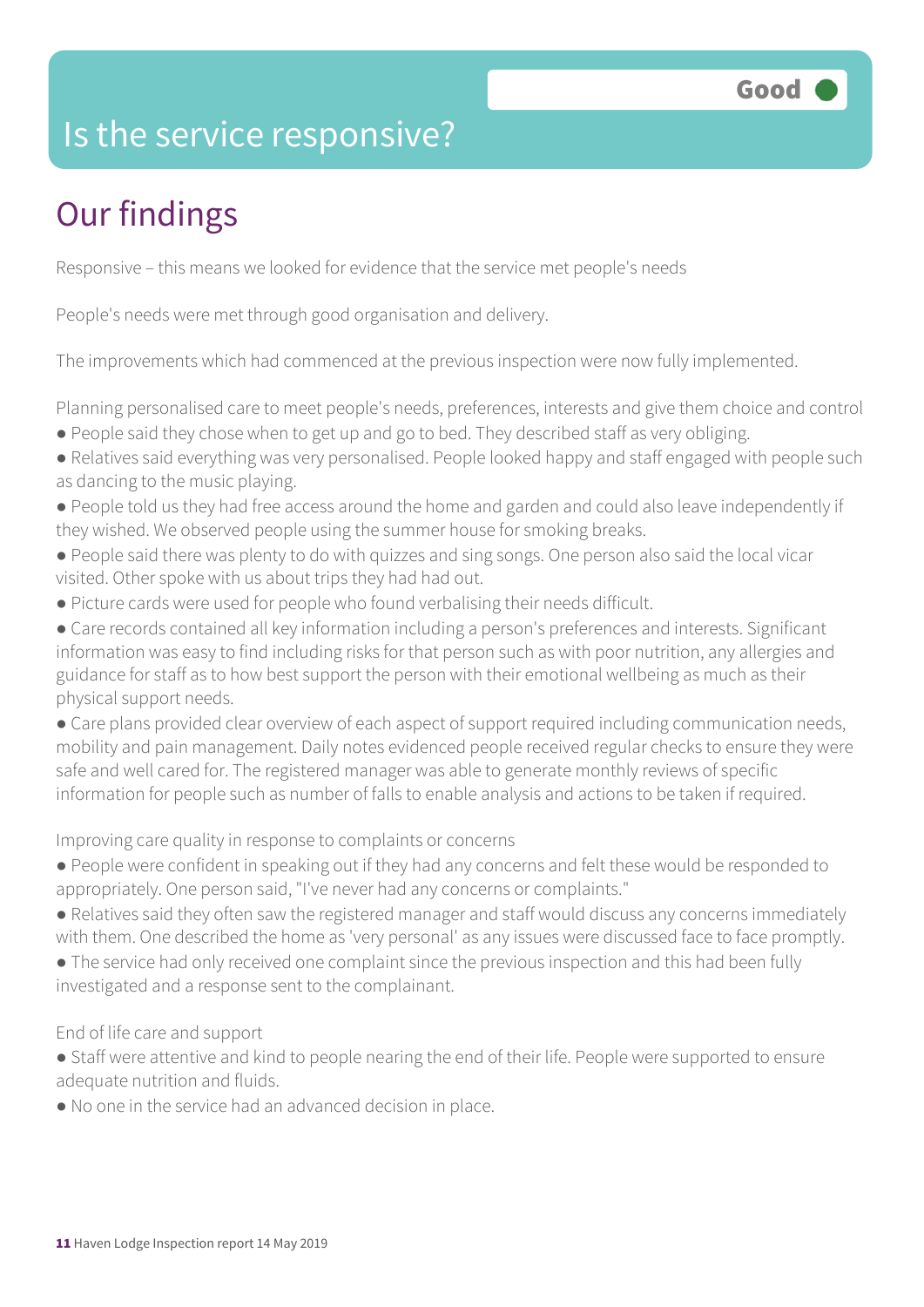# Is the service responsive?

Good

## Our findings

Responsive – this means we looked for evidence that the service met people's needs

People's needs were met through good organisation and delivery.

The improvements which had commenced at the previous inspection were now fully implemented.

Planning personalised care to meet people's needs, preferences, interests and give them choice and control

- People said they chose when to get up and go to bed. They described staff as very obliging.
- Relatives said everything was very personalised. People looked happy and staff engaged with people such as dancing to the music playing.
- People told us they had free access around the home and garden and could also leave independently if they wished. We observed people using the summer house for smoking breaks.
- People said there was plenty to do with quizzes and sing songs. One person also said the local vicar visited. Other spoke with us about trips they had had out.
- Picture cards were used for people who found verbalising their needs difficult.
- Care records contained all key information including a person's preferences and interests. Significant information was easy to find including risks for that person such as with poor nutrition, any allergies and guidance for staff as to how best support the person with their emotional wellbeing as much as their physical support needs.
- Care plans provided clear overview of each aspect of support required including communication needs, mobility and pain management. Daily notes evidenced people received regular checks to ensure they were safe and well cared for. The registered manager was able to generate monthly reviews of specific information for people such as number of falls to enable analysis and actions to be taken if required.

Improving care quality in response to complaints or concerns

- People were confident in speaking out if they had any concerns and felt these would be responded to appropriately. One person said, "I've never had any concerns or complaints."
- Relatives said they often saw the registered manager and staff would discuss any concerns immediately with them. One described the home as 'very personal' as any issues were discussed face to face promptly.
- The service had only received one complaint since the previous inspection and this had been fully investigated and a response sent to the complainant.

End of life care and support

- Staff were attentive and kind to people nearing the end of their life. People were supported to ensure adequate nutrition and fluids.
- No one in the service had an advanced decision in place.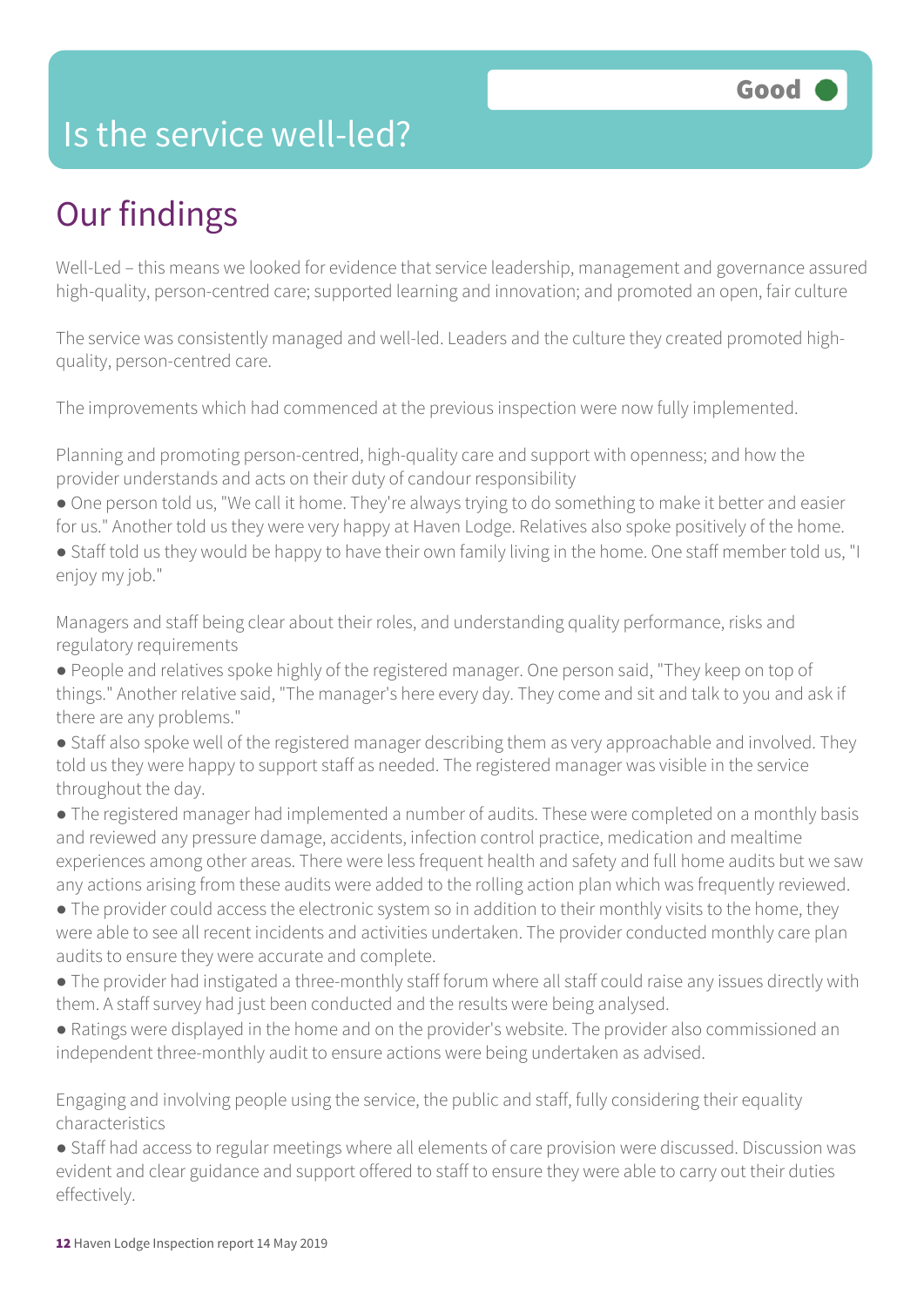# Is the service well-led?

**Good**

## Our findings

Well-Led – this means we looked for evidence that service leadership, management and governance assured high-quality, person-centred care; supported learning and innovation; and promoted an open, fair culture

The service was consistently managed and well-led. Leaders and the culture they created promoted high-quality, person-centred care.

The improvements which had commenced at the previous inspection were now fully implemented.

Planning and promoting person-centred, high-quality care and support with openness; and how the provider understands and acts on their duty of candour responsibility

- One person told us, "We call it home. They're always trying to do something to make it better and easier for us." Another told us they were very happy at Haven Lodge. Relatives also spoke positively of the home.
- Staff told us they would be happy to have their own family living in the home. One staff member told us, "I enjoy my job."

Managers and staff being clear about their roles, and understanding quality performance, risks and regulatory requirements

- People and relatives spoke highly of the registered manager. One person said, "They keep on top of things." Another relative said, "The manager's here every day. They come and sit and talk to you and ask if there are any problems."
- Staff also spoke well of the registered manager describing them as very approachable and involved. They told us they were happy to support staff as needed. The registered manager was visible in the service throughout the day.
- The registered manager had implemented a number of audits. These were completed on a monthly basis and reviewed any pressure damage, accidents, infection control practice, medication and mealtime experiences among other areas. There were less frequent health and safety and full home audits but we saw any actions arising from these audits were added to the rolling action plan which was frequently reviewed.
- The provider could access the electronic system so in addition to their monthly visits to the home, they were able to see all recent incidents and activities undertaken. The provider conducted monthly care plan audits to ensure they were accurate and complete.
- The provider had instigated a three-monthly staff forum where all staff could raise any issues directly with them. A staff survey had just been conducted and the results were being analysed.
- Ratings were displayed in the home and on the provider's website. The provider also commissioned an independent three-monthly audit to ensure actions were being undertaken as advised.

Engaging and involving people using the service, the public and staff, fully considering their equality characteristics

- Staff had access to regular meetings where all elements of care provision were discussed. Discussion was evident and clear guidance and support offered to staff to ensure they were able to carry out their duties effectively.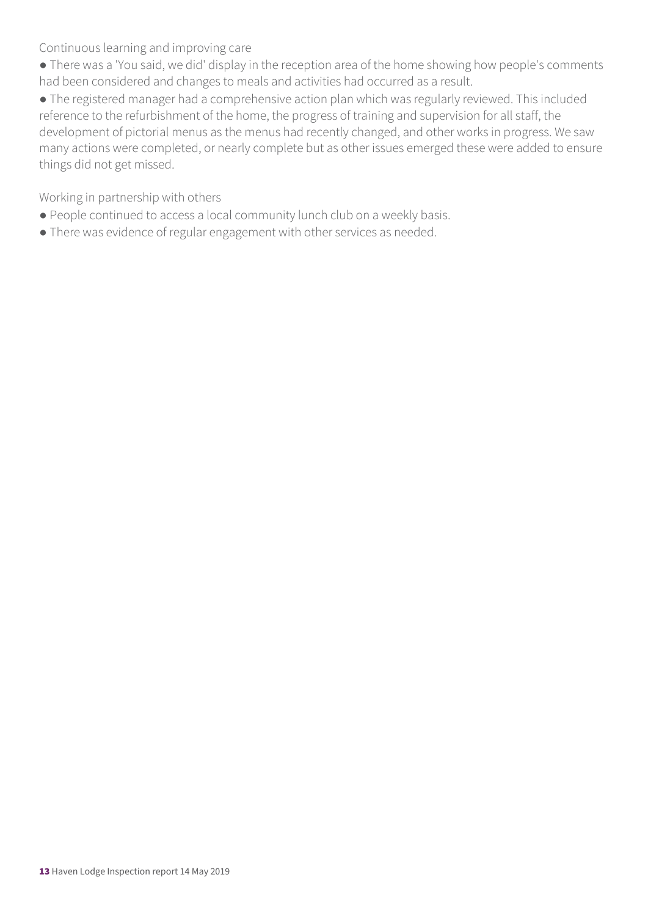Continuous learning and improving care

- There was a 'You said, we did' display in the reception area of the home showing how people's comments had been considered and changes to meals and activities had occurred as a result.
- The registered manager had a comprehensive action plan which was regularly reviewed. This included reference to the refurbishment of the home, the progress of training and supervision for all staff, the development of pictorial menus as the menus had recently changed, and other works in progress. We saw many actions were completed, or nearly complete but as other issues emerged these were added to ensure things did not get missed.

Working in partnership with others

- People continued to access a local community lunch club on a weekly basis.
- There was evidence of regular engagement with other services as needed.